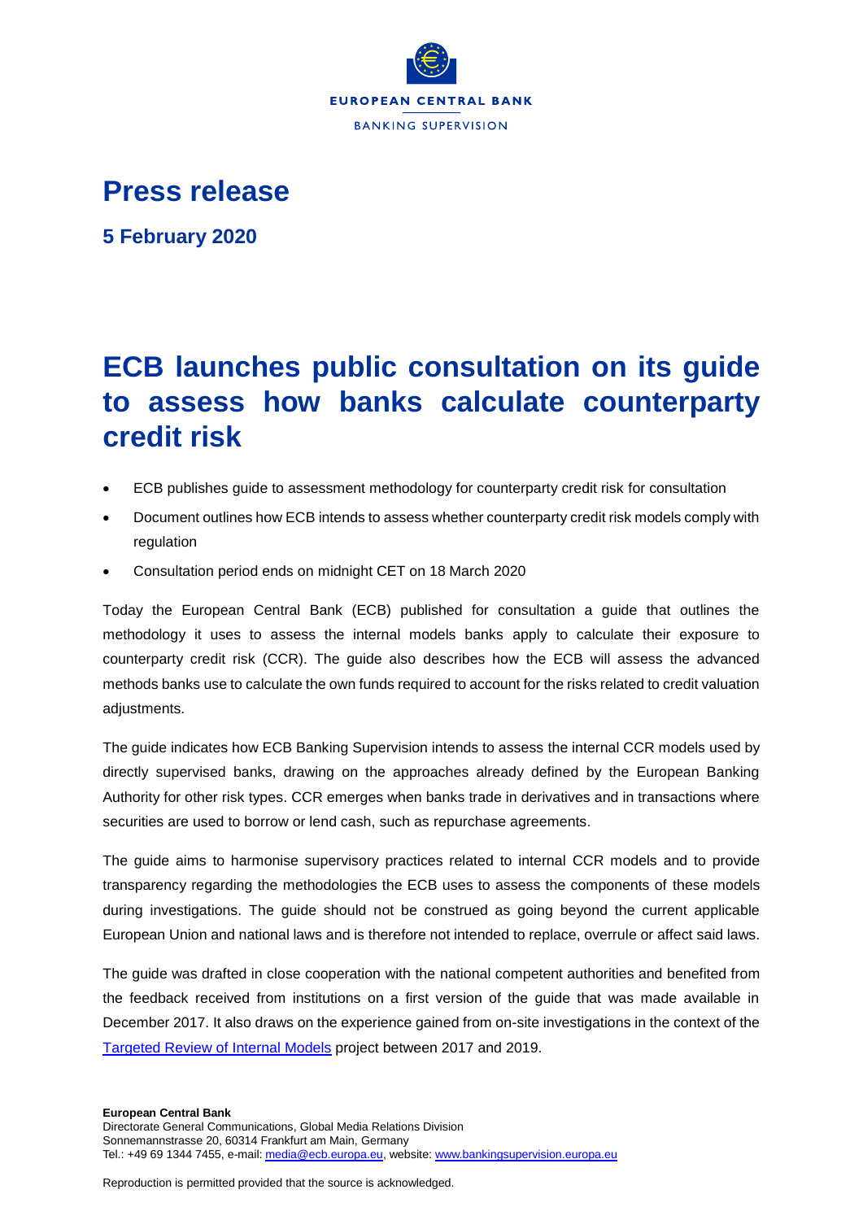EUROPEAN CENTRAL BANK

BANKING SUPERVISION

# Press release

**5 February 2020**

# ECB launches public consultation on its guide to assess how banks calculate counterparty credit risk

- ECB publishes guide to assessment methodology for counterparty credit risk for consultation
- Document outlines how ECB intends to assess whether counterparty credit risk models comply with regulation
- Consultation period ends on midnight CET on 18 March 2020

Today the European Central Bank (ECB) published for consultation a guide that outlines the methodology it uses to assess the internal models banks apply to calculate their exposure to counterparty credit risk (CCR). The guide also describes how the ECB will assess the advanced methods banks use to calculate the own funds required to account for the risks related to credit valuation adjustments.

The guide indicates how ECB Banking Supervision intends to assess the internal CCR models used by directly supervised banks, drawing on the approaches already defined by the European Banking Authority for other risk types. CCR emerges when banks trade in derivatives and in transactions where securities are used to borrow or lend cash, such as repurchase agreements.

The guide aims to harmonise supervisory practices related to internal CCR models and to provide transparency regarding the methodologies the ECB uses to assess the components of these models during investigations. The guide should not be construed as going beyond the current applicable European Union and national laws and is therefore not intended to replace, overrule or affect said laws.

The guide was drafted in close cooperation with the national competent authorities and benefited from the feedback received from institutions on a first version of the guide that was made available in December 2017. It also draws on the experience gained from on-site investigations in the context of the [Targeted Review of Internal Models] project between 2017 and 2019.

**European Central Bank**
Directorate General Communications, Global Media Relations Division
Sonnemannstrasse 20, 60314 Frankfurt am Main, Germany
Tel.: +49 69 1344 7455, e-mail: media@ecb.europa.eu, website: www.bankingsupervision.europa.eu

Reproduction is permitted provided that the source is acknowledged.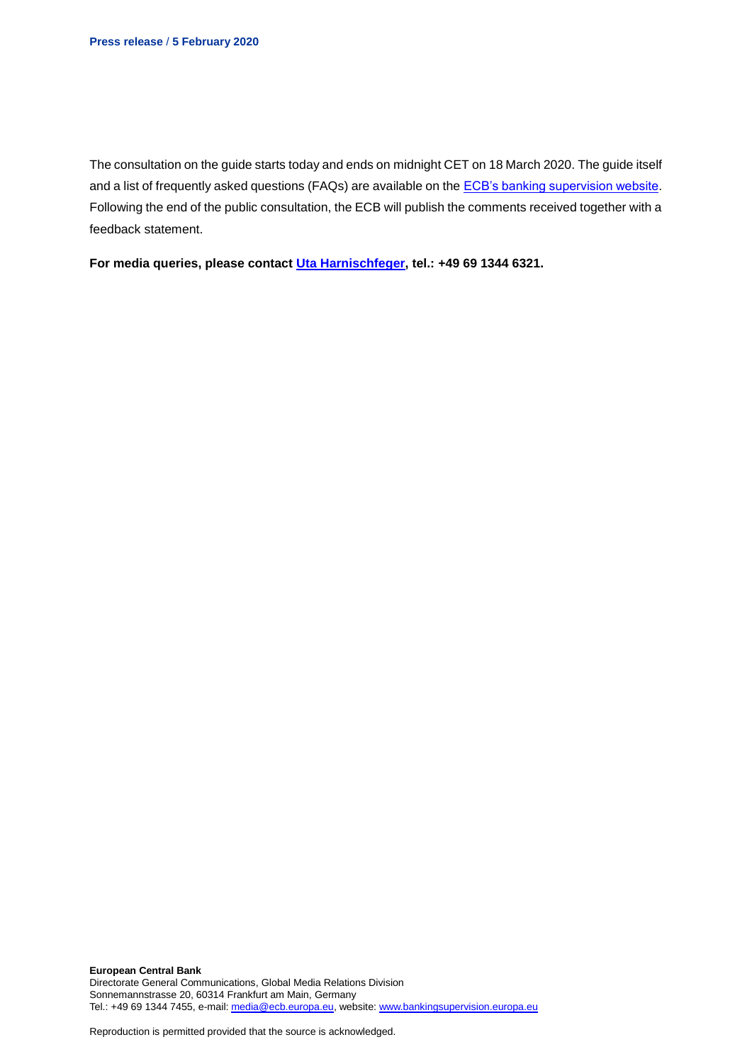The consultation on the guide starts today and ends on midnight CET on 18 March 2020. The guide itself and a list of frequently asked questions (FAQs) are available on the ECB's banking supervision website. Following the end of the public consultation, the ECB will publish the comments received together with a feedback statement.

**For media queries, please contact Uta Harnischfeger, tel.: +49 69 1344 6321.**

**European Central Bank**
Directorate General Communications, Global Media Relations Division
Sonnemannstrasse 20, 60314 Frankfurt am Main, Germany
Tel.: +49 69 1344 7455, e-mail: media@ecb.europa.eu, website: www.bankingsupervision.europa.eu

Reproduction is permitted provided that the source is acknowledged.